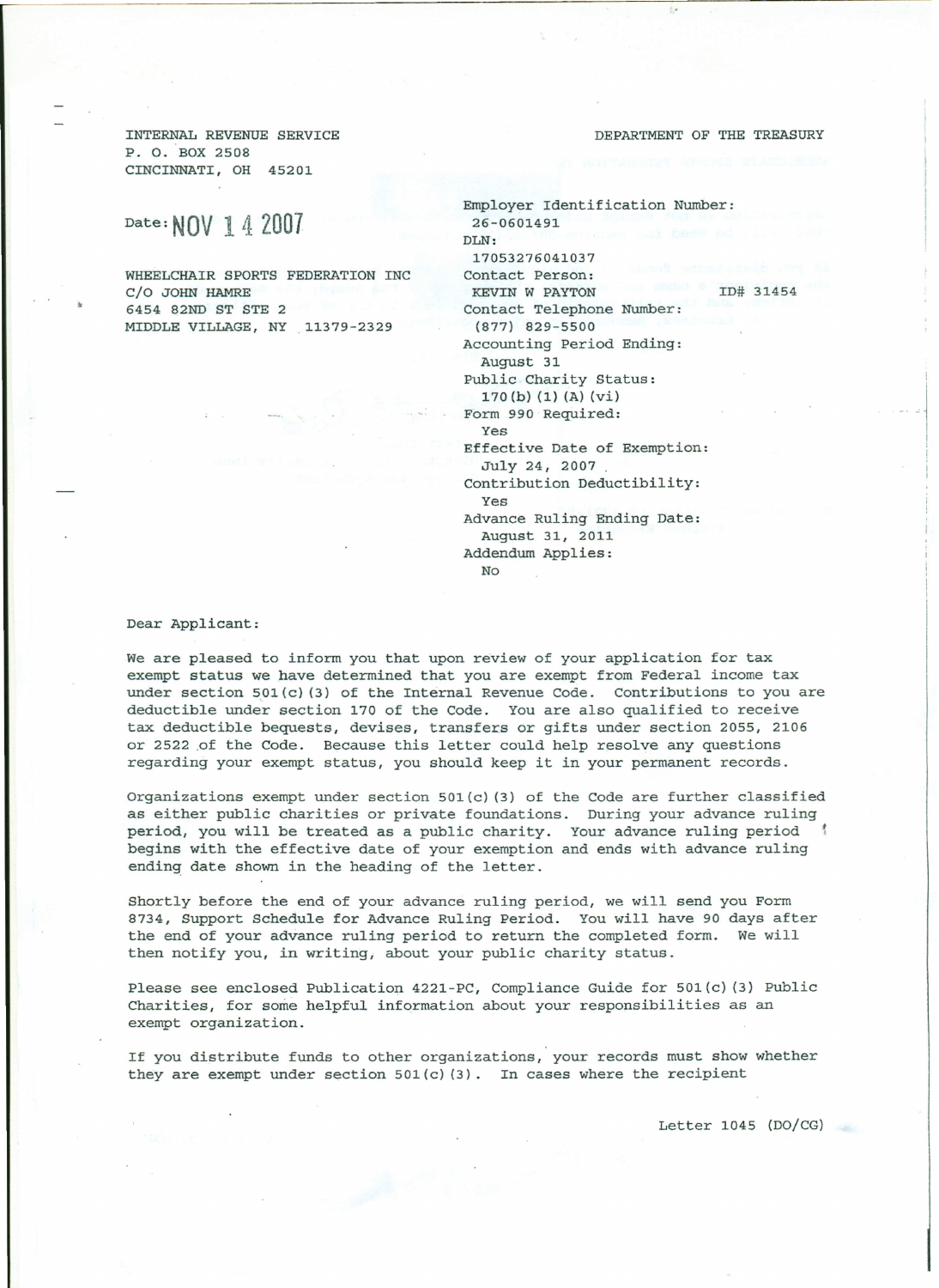INTERNAL REVENUE SERVICE
P. O. BOX 2508
CINCINNATI, OH 45201

DEPARTMENT OF THE TREASURY

Date: NOV 14 2007

WHEELCHAIR SPORTS FEDERATION INC
C/O JOHN HAMRE
6454 82ND ST STE 2
MIDDLE VILLAGE, NY 11379-2329

Employer Identification Number:
26-0601491
DLN:
17053276041037
Contact Person:
KEVIN W PAYTON ID# 31454
Contact Telephone Number:
(877) 829-5500
Accounting Period Ending:
August 31
Public Charity Status:
170(b)(1)(A)(vi)
Form 990 Required:
Yes
Effective Date of Exemption:
July 24, 2007
Contribution Deductibility:
Yes
Advance Ruling Ending Date:
August 31, 2011
Addendum Applies:
No

Dear Applicant:

We are pleased to inform you that upon review of your application for tax exempt status we have determined that you are exempt from Federal income tax under section 501(c)(3) of the Internal Revenue Code. Contributions to you are deductible under section 170 of the Code. You are also qualified to receive tax deductible bequests, devises, transfers or gifts under section 2055, 2106 or 2522 of the Code. Because this letter could help resolve any questions regarding your exempt status, you should keep it in your permanent records.

Organizations exempt under section 501(c)(3) of the Code are further classified as either public charities or private foundations. During your advance ruling period, you will be treated as a public charity. Your advance ruling period begins with the effective date of your exemption and ends with advance ruling ending date shown in the heading of the letter.

Shortly before the end of your advance ruling period, we will send you Form 8734, Support Schedule for Advance Ruling Period. You will have 90 days after the end of your advance ruling period to return the completed form. We will then notify you, in writing, about your public charity status.

Please see enclosed Publication 4221-PC, Compliance Guide for 501(c)(3) Public Charities, for some helpful information about your responsibilities as an exempt organization.

If you distribute funds to other organizations, your records must show whether they are exempt under section 501(c)(3). In cases where the recipient

Letter 1045 (DO/CG)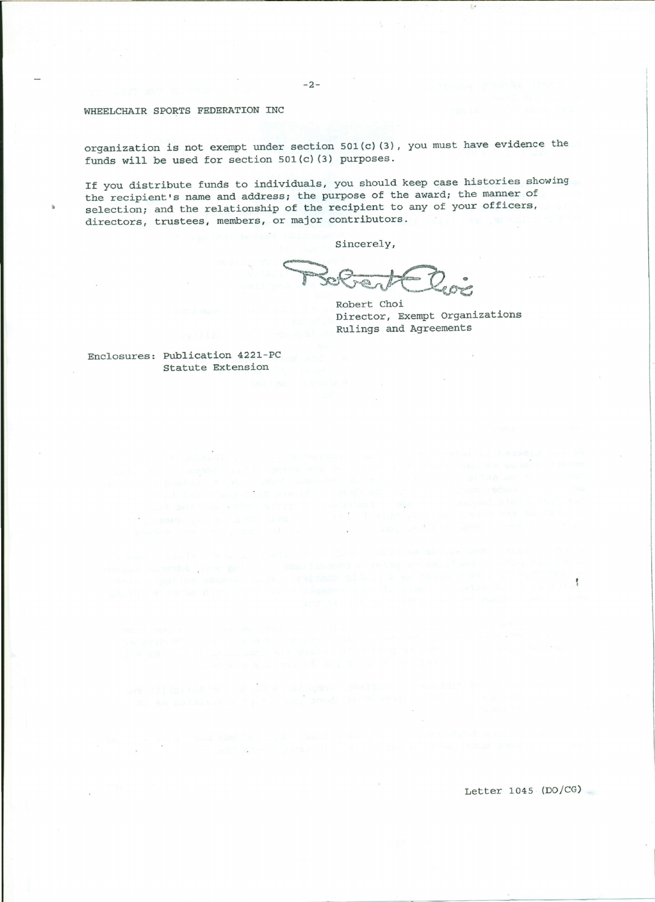WHEELCHAIR SPORTS FEDERATION INC

organization is not exempt under section 501(c)(3), you must have evidence the funds will be used for section 501(c)(3) purposes.

If you distribute funds to individuals, you should keep case histories showing the recipient's name and address; the purpose of the award; the manner of selection; and the relationship of the recipient to any of your officers, directors, trustees, members, or major contributors.

Sincerely,

Robert Choi
Director, Exempt Organizations
Rulings and Agreements

Enclosures: Publication 4221-PC
Statute Extension

Letter 1045 (DO/CG)